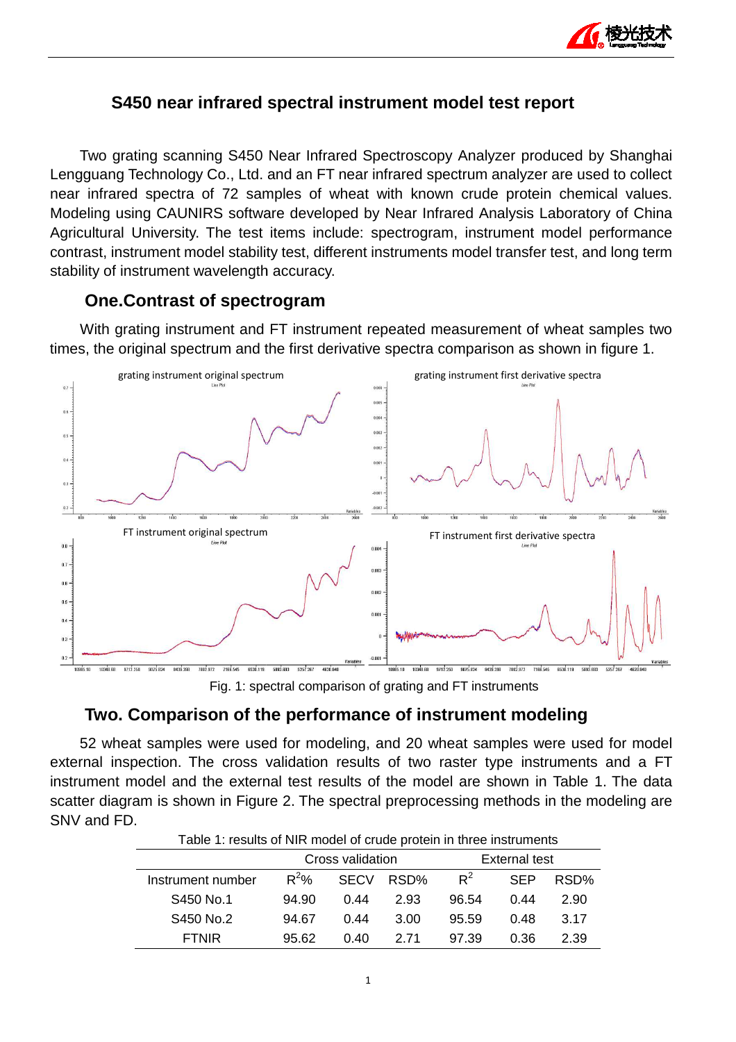# S450 near infrared spectral instrument model test report

Two grating scanning S450 Near Infrared Spectroscopy Analyzer produced by Shanghai Lengguang Technology Co., Ltd. and an FT near infrared spectrum analyzer are used to collect near infrared spectra of 72 samples of wheat with known crude protein chemical values. Modeling using CAUNIRS software developed by Near Infrared Analysis Laboratory of China Agricultural University. The test items include: spectrogram, instrument model performance contrast, instrument model stability test, different instruments model transfer test, and long term stability of instrument wavelength accuracy.

## One.Contrast of spectrogram

With grating instrument and FT instrument repeated measurement of wheat samples two times, the original spectrum and the first derivative spectra comparison as shown in figure 1.

Fig. 1: spectral comparison of grating and FT instruments

## Two. Comparison of the performance of instrument modeling

52 wheat samples were used for modeling, and 20 wheat samples were used for model external inspection. The cross validation results of two raster type instruments and a FT instrument model and the external test results of the model are shown in Table 1. The data scatter diagram is shown in Figure 2. The spectral preprocessing methods in the modeling are SNV and FD.

Table 1: results of NIR model of crude protein in three instruments

| | Cross validation | | | External test | | |
|---|---|---|---|---|---|---|
| Instrument number | $R^2$% | SECV | RSD% | $R^2$ | SEP | RSD% |
| S450 No.1 | 94.90 | 0.44 | 2.93 | 96.54 | 0.44 | 2.90 |
| S450 No.2 | 94.67 | 0.44 | 3.00 | 95.59 | 0.48 | 3.17 |
| FTNIR | 95.62 | 0.40 | 2.71 | 97.39 | 0.36 | 2.39 |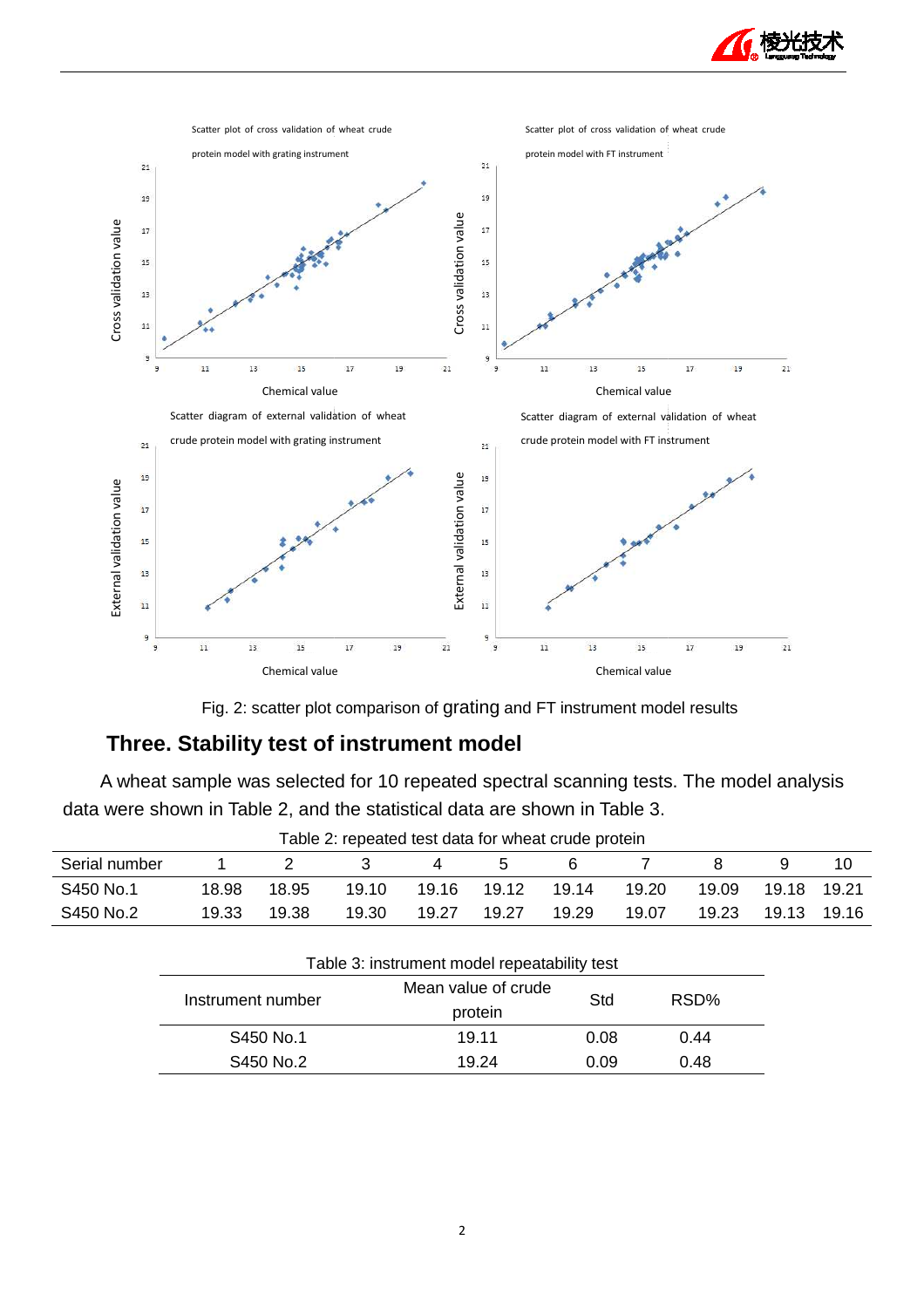Fig. 2: scatter plot comparison of grating and FT instrument model results

## Three. Stability test of instrument model

A wheat sample was selected for 10 repeated spectral scanning tests. The model analysis data were shown in Table 2, and the statistical data are shown in Table 3.

Table 2: repeated test data for wheat crude protein

| Serial number | 1 | 2 | 3 | 4 | 5 | 6 | 7 | 8 | 9 | 10 |
|---|---|---|---|---|---|---|---|---|---|---|
| S450 No.1 | 18.98 | 18.95 | 19.10 | 19.16 | 19.12 | 19.14 | 19.20 | 19.09 | 19.18 | 19.21 |
| S450 No.2 | 19.33 | 19.38 | 19.30 | 19.27 | 19.27 | 19.29 | 19.07 | 19.23 | 19.13 | 19.16 |

Table 3: instrument model repeatability test

| Instrument number | Mean value of crude protein | Std | RSD% |
|---|---|---|---|
| S450 No.1 | 19.11 | 0.08 | 0.44 |
| S450 No.2 | 19.24 | 0.09 | 0.48 |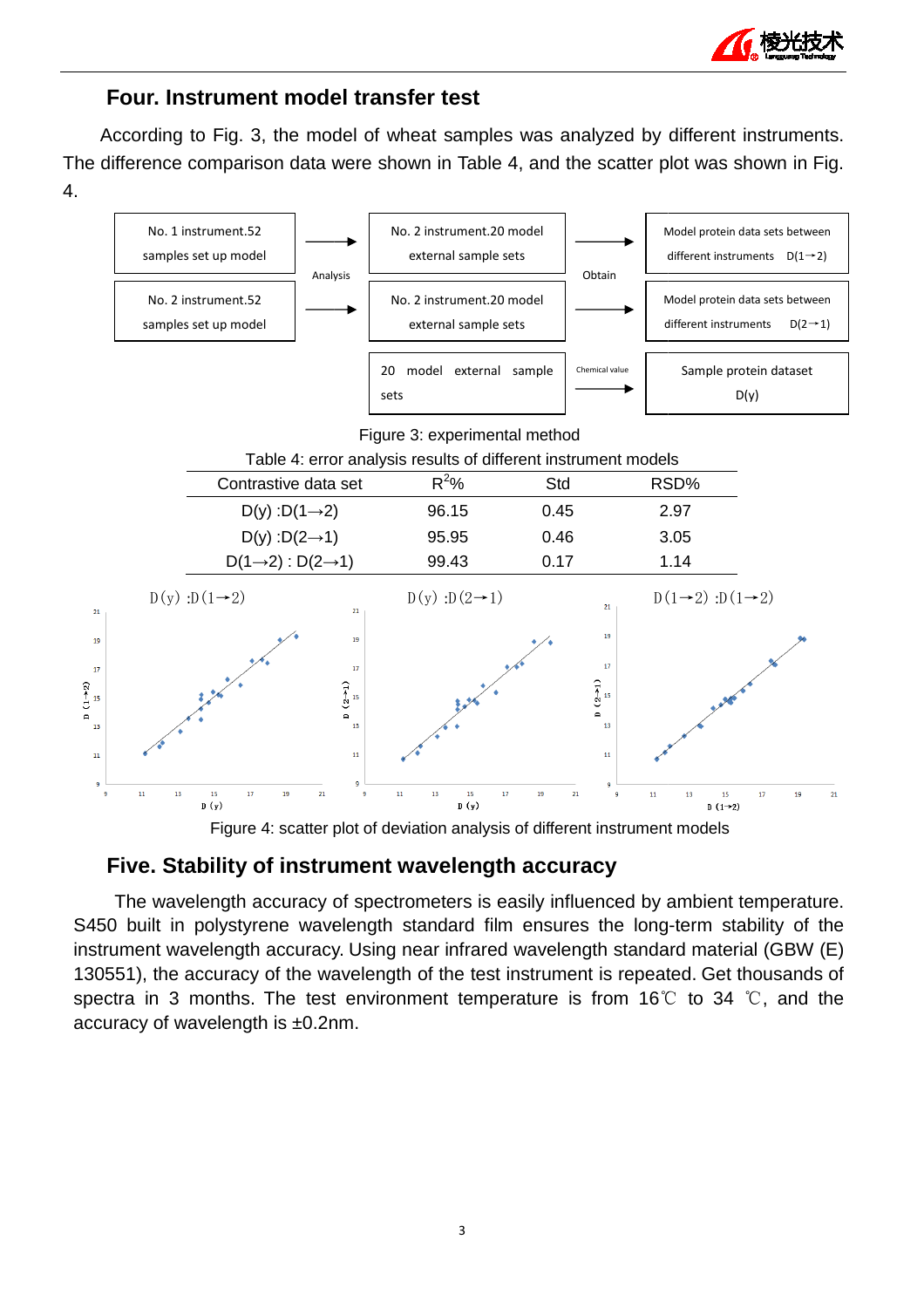## Four. Instrument model transfer test

According to Fig. 3, the model of wheat samples was analyzed by different instruments. The difference comparison data were shown in Table 4, and the scatter plot was shown in Fig. 4.

Figure 3: experimental method

Table 4: error analysis results of different instrument models

| Contrastive data set | $R^2$% | Std | RSD% |
|---|---|---|---|
| D(y) :D(1→2) | 96.15 | 0.45 | 2.97 |
| D(y) :D(2→1) | 95.95 | 0.46 | 3.05 |
| D(1→2) : D(2→1) | 99.43 | 0.17 | 1.14 |

Figure 4: scatter plot of deviation analysis of different instrument models

## Five. Stability of instrument wavelength accuracy

The wavelength accuracy of spectrometers is easily influenced by ambient temperature. S450 built in polystyrene wavelength standard film ensures the long-term stability of the instrument wavelength accuracy. Using near infrared wavelength standard material (GBW (E) 130551), the accuracy of the wavelength of the test instrument is repeated. Get thousands of spectra in 3 months. The test environment temperature is from 16℃ to 34 ℃, and the accuracy of wavelength is ±0.2nm.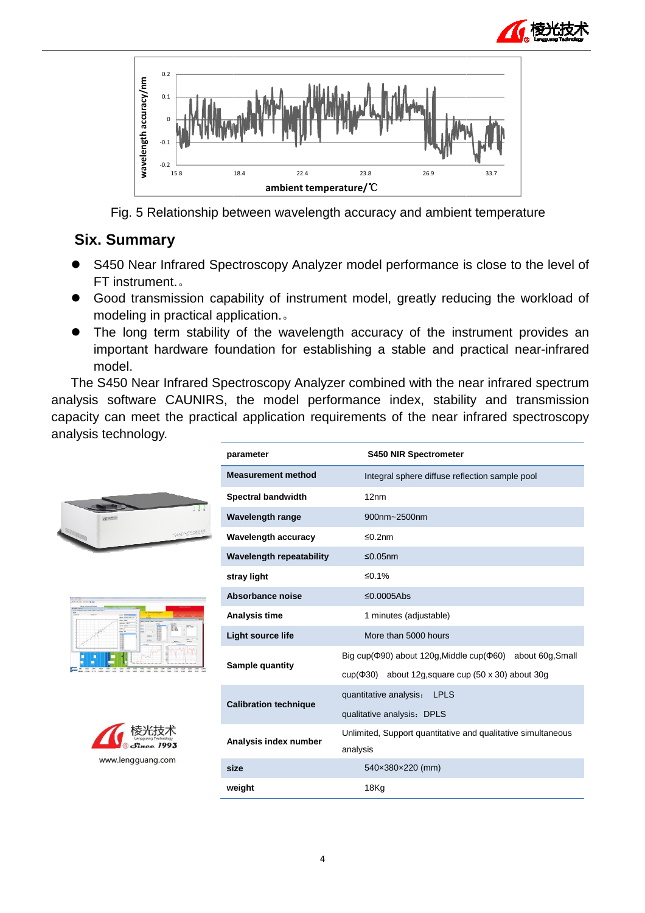wavelength accuracy/nm

0.2
0.1
0
-0.1
-0.2

15.8 18.4 22.4 23.8 26.9 33.7

ambient temperature/℃

Fig. 5 Relationship between wavelength accuracy and ambient temperature

## Six. Summary

- S450 Near Infrared Spectroscopy Analyzer model performance is close to the level of FT instrument.。
- Good transmission capability of instrument model, greatly reducing the workload of modeling in practical application.。
- The long term stability of the wavelength accuracy of the instrument provides an important hardware foundation for establishing a stable and practical near-infrared model.

The S450 Near Infrared Spectroscopy Analyzer combined with the near infrared spectrum analysis software CAUNIRS, the model performance index, stability and transmission capacity can meet the practical application requirements of the near infrared spectroscopy analysis technology.

| parameter | S450 NIR Spectrometer |
|---|---|
| Measurement method | Integral sphere diffuse reflection sample pool |
| Spectral bandwidth | 12nm |
| Wavelength range | 900nm~2500nm |
| Wavelength accuracy | ≤0.2nm |
| Wavelength repeatability | ≤0.05nm |
| stray light | ≤0.1% |
| Absorbance noise | ≤0.0005Abs |
| Analysis time | 1 minutes (adjustable) |
| Light source life | More than 5000 hours |
| Sample quantity | Big cup(Φ90) about 120g,Middle cup(Φ60) about 60g,Small cup(Φ30) about 12g,square cup (50 x 30) about 30g |
| Calibration technique | quantitative analysis：LPLS<br>qualitative analysis：DPLS |
| Analysis index number | Unlimited, Support quantitative and qualitative simultaneous analysis |
| size | 540×380×220 (mm) |
| weight | 18Kg |

棱光技术
Lengguang Technology
Since 1993
www.lengguang.com